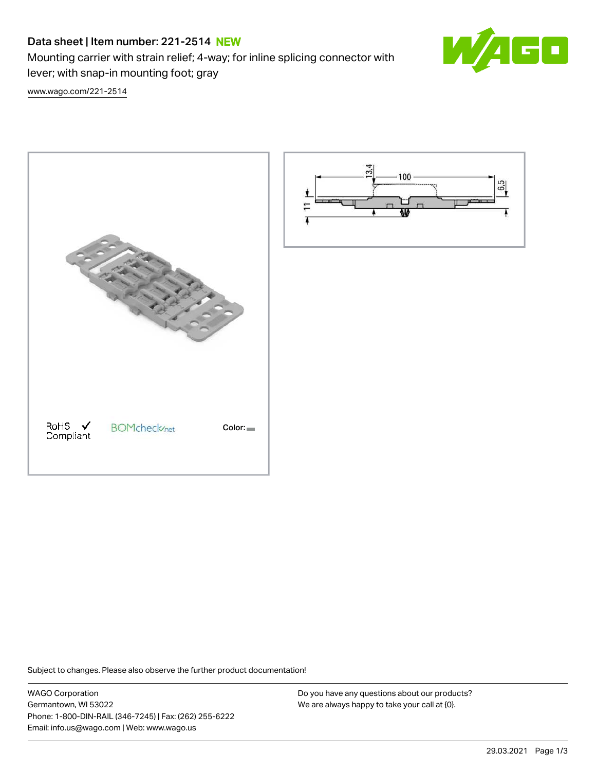# Data sheet | Item number: 221-2514 NEW

Mounting carrier with strain relief; 4-way; for inline splicing connector with lever; with snap-in mounting foot; gray

www.wago.com/221-2514

13,4

100

6,5

11

RoHS ✓ Compliant

BOMcheck.net

Color:

Subject to changes. Please also observe the further product documentation!

WAGO Corporation
Germantown, WI 53022
Phone: 1-800-DIN-RAIL (346-7245) | Fax: (262) 255-6222
Email: info.us@wago.com | Web: www.wago.us

Do you have any questions about our products?
We are always happy to take your call at {0}.

29.03.2021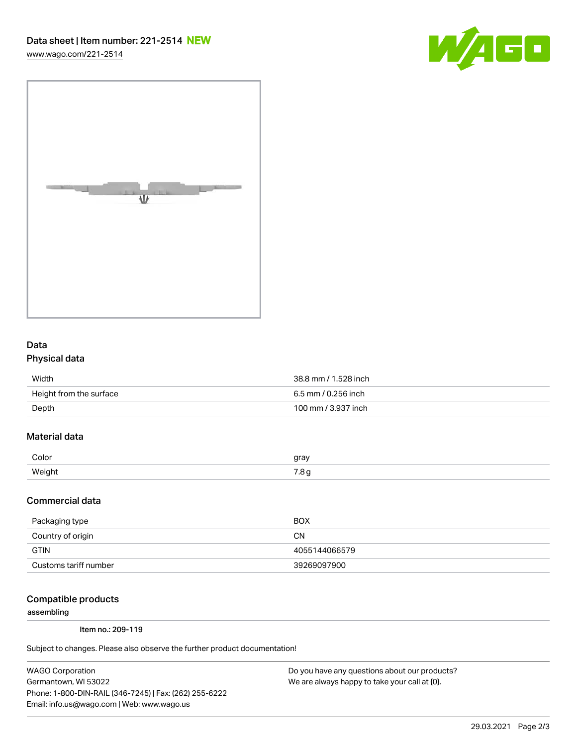Data sheet | Item number: 221-2514 **NEW**

www.wago.com/221-2514

## Data

### Physical data

| | |
|---|---|
| Width | 38.8 mm / 1.528 inch |
| Height from the surface | 6.5 mm / 0.256 inch |
| Depth | 100 mm / 3.937 inch |

### Material data

| | |
|---|---|
| Color | gray |
| Weight | 7.8 g |

### Commercial data

| | |
|---|---|
| Packaging type | BOX |
| Country of origin | CN |
| GTIN | 4055144066579 |
| Customs tariff number | 39269097900 |

## Compatible products

**assembling**

Item no.: 209-119

Subject to changes. Please also observe the further product documentation!

WAGO Corporation
Germantown, WI 53022
Phone: 1-800-DIN-RAIL (346-7245) | Fax: (262) 255-6222
Email: info.us@wago.com | Web: www.wago.us

Do you have any questions about our products?
We are always happy to take your call at {0}.

29.03.2021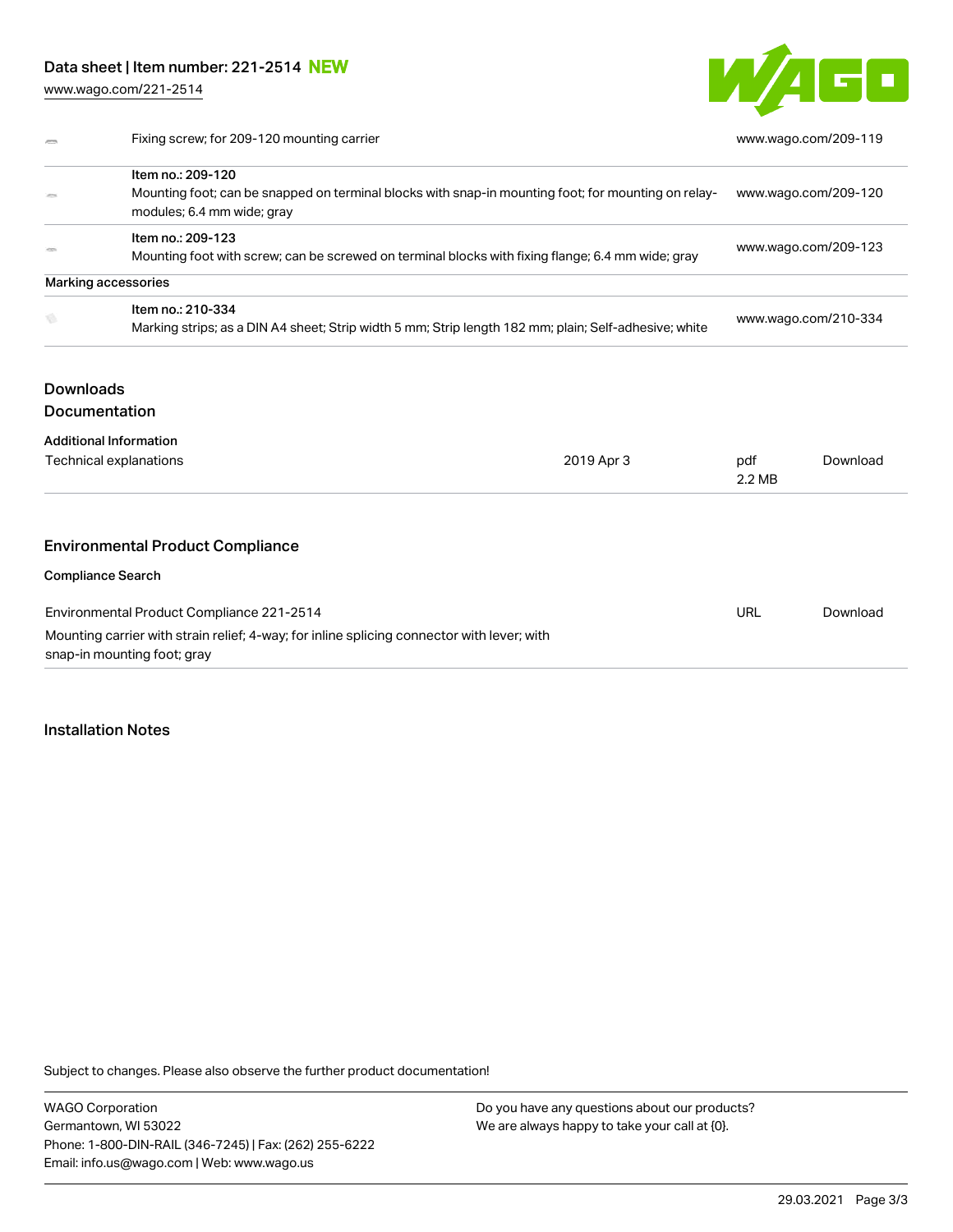| | | |
|---|---|---|
| | Fixing screw; for 209-120 mounting carrier | www.wago.com/209-119 |
| | Item no.: 209-120<br>Mounting foot; can be snapped on terminal blocks with snap-in mounting foot; for mounting on relay-modules; 6.4 mm wide; gray | www.wago.com/209-120 |
| | Item no.: 209-123<br>Mounting foot with screw; can be screwed on terminal blocks with fixing flange; 6.4 mm wide; gray | www.wago.com/209-123 |
| Marking accessories | | |
| | Item no.: 210-334<br>Marking strips; as a DIN A4 sheet; Strip width 5 mm; Strip length 182 mm; plain; Self-adhesive; white | www.wago.com/210-334 |

## Downloads

### Documentation

**Additional Information**

| | | | |
|---|---|---|---|
| Technical explanations | 2019 Apr 3 | pdf<br>2.2 MB | Download |

## Environmental Product Compliance

**Compliance Search**

| | | |
|---|---|---|
| Environmental Product Compliance 221-2514<br>Mounting carrier with strain relief; 4-way; for inline splicing connector with lever; with snap-in mounting foot; gray | URL | Download |

## Installation Notes

Subject to changes. Please also observe the further product documentation!

WAGO Corporation
Germantown, WI 53022
Phone: 1-800-DIN-RAIL (346-7245) | Fax: (262) 255-6222
Email: info.us@wago.com | Web: www.wago.us

Do you have any questions about our products?
We are always happy to take your call at {0}.